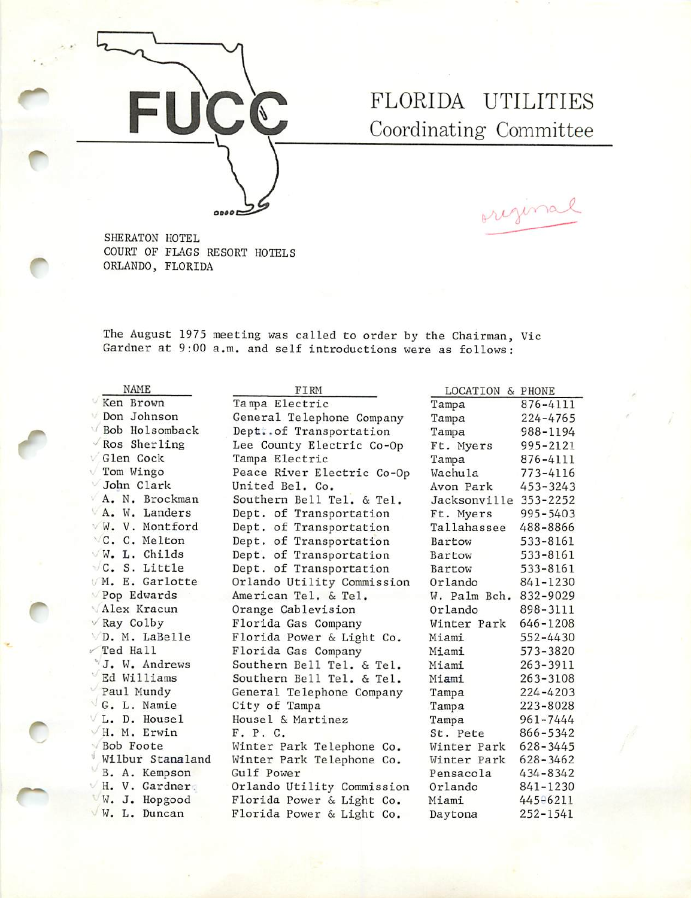FUCC

# FLORIDA UTILITIES Coordinating Committee

original

SHERATON HOTEL
COURT OF FLAGS RESORT HOTELS
ORLANDO, FLORIDA

The August 1975 meeting was called to order by the Chairman, Vic Gardner at 9:00 a.m. and self introductions were as follows:

| NAME | FIRM | LOCATION & PHONE | |
|---|---|---|---|
| Ken Brown | Tampa Electric | Tampa | 876-4111 |
| Don Johnson | General Telephone Company | Tampa | 224-4765 |
| Bob Holsomback | Dept. of Transportation | Tampa | 988-1194 |
| Ros Sherling | Lee County Electric Co-Op | Ft. Myers | 995-2121 |
| Glen Cock | Tampa Electric | Tampa | 876-4111 |
| Tom Wingo | Peace River Electric Co-Op | Wachula | 773-4116 |
| John Clark | United Bel. Co. | Avon Park | 453-3243 |
| A. N. Brockman | Southern Bell Tel. & Tel. | Jacksonville | 353-2252 |
| A. W. Landers | Dept. of Transportation | Ft. Myers | 995-5403 |
| W. V. Montford | Dept. of Transportation | Tallahassee | 488-8866 |
| C. C. Melton | Dept. of Transportation | Bartow | 533-8161 |
| W. L. Childs | Dept. of Transportation | Bartow | 533-8161 |
| C. S. Little | Dept. of Transportation | Bartow | 533-8161 |
| M. E. Garlotte | Orlando Utility Commission | Orlando | 841-1230 |
| Pop Edwards | American Tel. & Tel. | W. Palm Bch. | 832-9029 |
| Alex Kracun | Orange Cablevision | Orlando | 898-3111 |
| Ray Colby | Florida Gas Company | Winter Park | 646-1208 |
| D. M. LaBelle | Florida Power & Light Co. | Miami | 552-4430 |
| Ted Hall | Florida Gas Company | Miami | 573-3820 |
| J. W. Andrews | Southern Bell Tel. & Tel. | Miami | 263-3911 |
| Ed Williams | Southern Bell Tel. & Tel. | Miami | 263-3108 |
| Paul Mundy | General Telephone Company | Tampa | 224-4203 |
| G. L. Namie | City of Tampa | Tampa | 223-8028 |
| L. D. Housel | Housel & Martinez | Tampa | 961-7444 |
| H. M. Erwin | F. P. C. | St. Pete | 866-5342 |
| Bob Foote | Winter Park Telephone Co. | Winter Park | 628-3445 |
| Wilbur Stanaland | Winter Park Telephone Co. | Winter Park | 628-3462 |
| B. A. Kempson | Gulf Power | Pensacola | 434-8342 |
| H. V. Gardner | Orlando Utility Commission | Orlando | 841-1230 |
| W. J. Hopgood | Florida Power & Light Co. | Miami | 445-6211 |
| W. L. Duncan | Florida Power & Light Co. | Daytona | 252-1541 |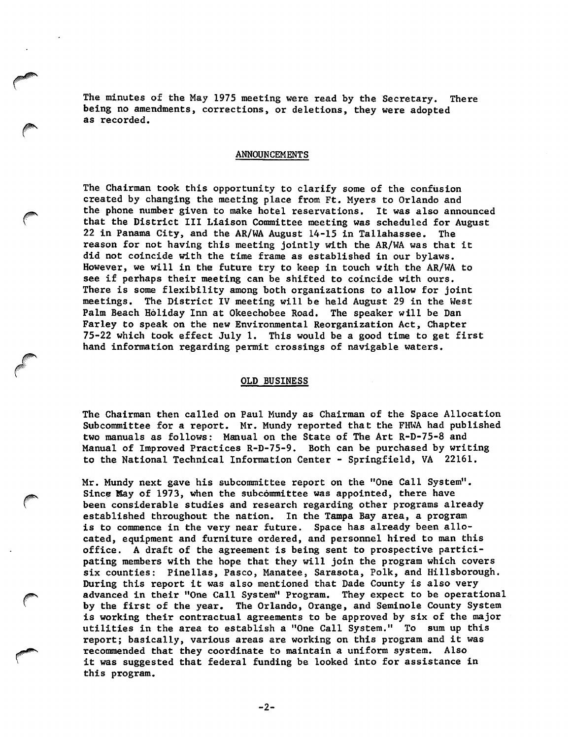The minutes of the May 1975 meeting were read by the Secretary. There being no amendments, corrections, or deletions, they were adopted as recorded.

## ANNOUNCEMENTS

The Chairman took this opportunity to clarify some of the confusion created by changing the meeting place from Ft. Myers to Orlando and the phone number given to make hotel reservations. It was also announced that the District III Liaison Committee meeting was scheduled for August 22 in Panama City, and the AR/WA August 14-15 in Tallahassee. The reason for not having this meeting jointly with the AR/WA was that it did not coincide with the time frame as established in our bylaws. However, we will in the future try to keep in touch with the AR/WA to see if perhaps their meeting can be shifted to coincide with ours. There is some flexibility among both organizations to allow for joint meetings. The District IV meeting will be held August 29 in the West Palm Beach Holiday Inn at Okeechobee Road. The speaker will be Dan Farley to speak on the new Environmental Reorganization Act, Chapter 75-22 which took effect July 1. This would be a good time to get first hand information regarding permit crossings of navigable waters.

## OLD BUSINESS

The Chairman then called on Paul Mundy as Chairman of the Space Allocation Subcommittee for a report. Mr. Mundy reported that the FHWA had published two manuals as follows: Manual on the State of The Art R-D-75-8 and Manual of Improved Practices R-D-75-9. Both can be purchased by writing to the National Technical Information Center - Springfield, VA 22161.

Mr. Mundy next gave his subcommittee report on the "One Call System". Since May of 1973, when the subcommittee was appointed, there have been considerable studies and research regarding other programs already established throughout the nation. In the Tampa Bay area, a program is to commence in the very near future. Space has already been allocated, equipment and furniture ordered, and personnel hired to man this office. A draft of the agreement is being sent to prospective participating members with the hope that they will join the program which covers six counties: Pinellas, Pasco, Manatee, Sarasota, Polk, and Hillsborough. During this report it was also mentioned that Dade County is also very advanced in their "One Call System" Program. They expect to be operational by the first of the year. The Orlando, Orange, and Seminole County System is working their contractual agreements to be approved by six of the major utilities in the area to establish a "One Call System." To sum up this report; basically, various areas are working on this program and it was recommended that they coordinate to maintain a uniform system. Also it was suggested that federal funding be looked into for assistance in this program.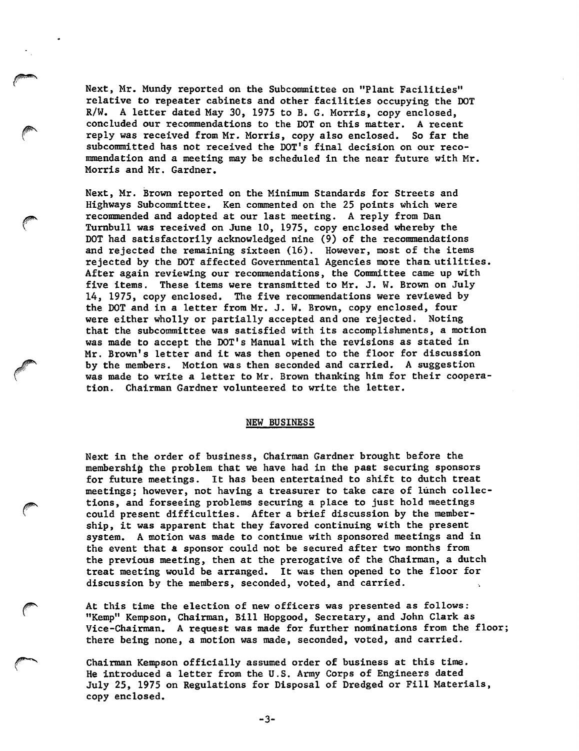Next, Mr. Mundy reported on the Subcommittee on "Plant Facilities" relative to repeater cabinets and other facilities occupying the DOT R/W. A letter dated May 30, 1975 to B. G. Morris, copy enclosed, concluded our recommendations to the DOT on this matter. A recent reply was received from Mr. Morris, copy also enclosed. So far the subcommitted has not received the DOT's final decision on our recommendation and a meeting may be scheduled in the near future with Mr. Morris and Mr. Gardner.

Next, Mr. Brown reported on the Minimum Standards for Streets and Highways Subcommittee. Ken commented on the 25 points which were recommended and adopted at our last meeting. A reply from Dan Turnbull was received on June 10, 1975, copy enclosed whereby the DOT had satisfactorily acknowledged nine (9) of the recommendations and rejected the remaining sixteen (16). However, most of the items rejected by the DOT affected Governmental Agencies more than utilities. After again reviewing our recommendations, the Committee came up with five items. These items were transmitted to Mr. J. W. Brown on July 14, 1975, copy enclosed. The five recommendations were reviewed by the DOT and in a letter from Mr. J. W. Brown, copy enclosed, four were either wholly or partially accepted and one rejected. Noting that the subcommittee was satisfied with its accomplishments, a motion was made to accept the DOT's Manual with the revisions as stated in Mr. Brown's letter and it was then opened to the floor for discussion by the members. Motion was then seconded and carried. A suggestion was made to write a letter to Mr. Brown thanking him for their cooperation. Chairman Gardner volunteered to write the letter.

## NEW BUSINESS

Next in the order of business, Chairman Gardner brought before the membership the problem that we have had in the past securing sponsors for future meetings. It has been entertained to shift to dutch treat meetings; however, not having a treasurer to take care of lunch collections, and forseeing problems securing a place to just hold meetings could present difficulties. After a brief discussion by the membership, it was apparent that they favored continuing with the present system. A motion was made to continue with sponsored meetings and in the event that a sponsor could not be secured after two months from the previous meeting, then at the prerogative of the Chairman, a dutch treat meeting would be arranged. It was then opened to the floor for discussion by the members, seconded, voted, and carried.

At this time the election of new officers was presented as follows: "Kemp" Kempson, Chairman, Bill Hopgood, Secretary, and John Clark as Vice-Chairman. A request was made for further nominations from the floor; there being none, a motion was made, seconded, voted, and carried.

Chairman Kempson officially assumed order of business at this time. He introduced a letter from the U.S. Army Corps of Engineers dated July 25, 1975 on Regulations for Disposal of Dredged or Fill Materials, copy enclosed.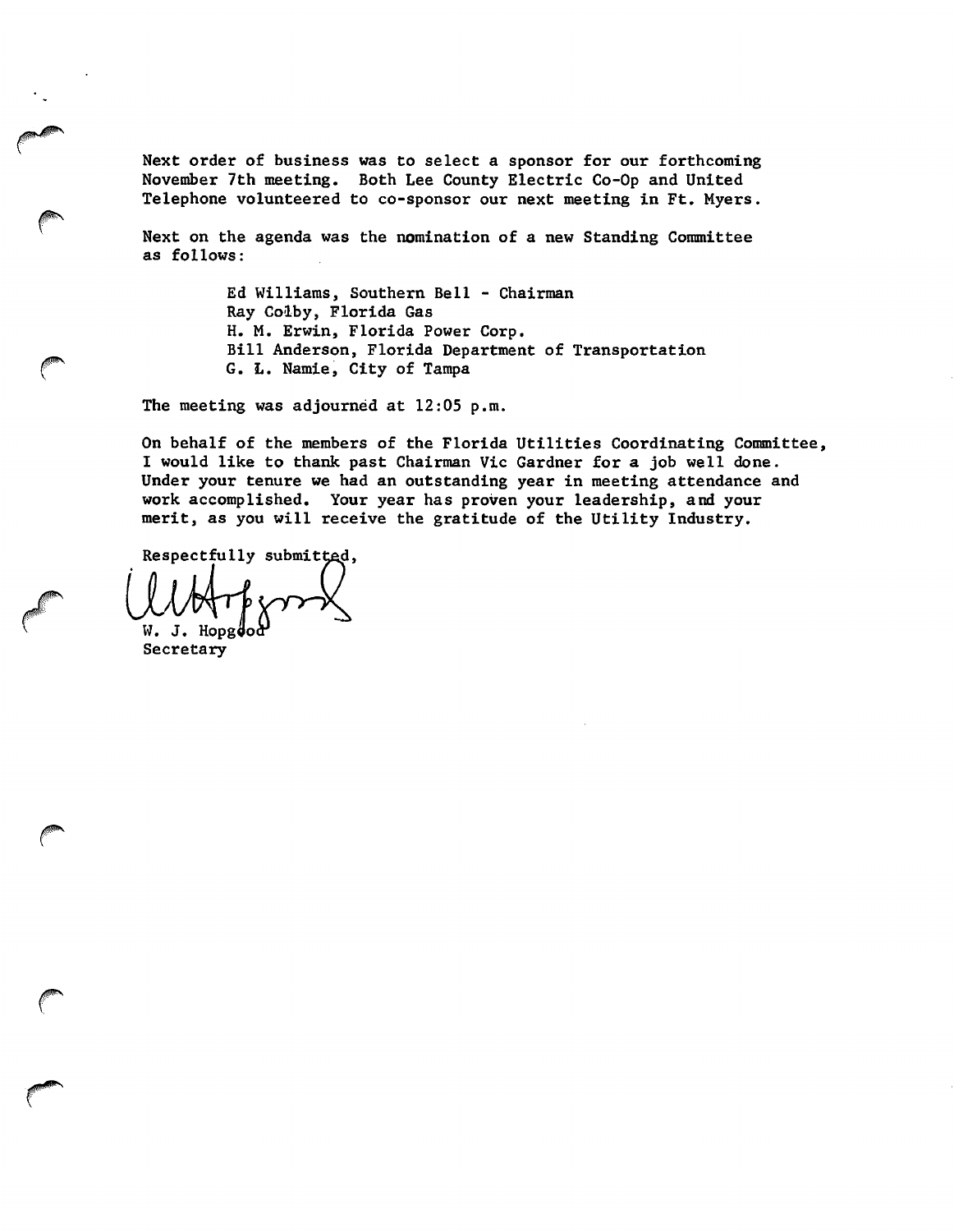Next order of business was to select a sponsor for our forthcoming November 7th meeting. Both Lee County Electric Co-Op and United Telephone volunteered to co-sponsor our next meeting in Ft. Myers.

Next on the agenda was the nomination of a new Standing Committee as follows:

Ed Williams, Southern Bell - Chairman
Ray Colby, Florida Gas
H. M. Erwin, Florida Power Corp.
Bill Anderson, Florida Department of Transportation
G. L. Namie, City of Tampa

The meeting was adjourned at 12:05 p.m.

On behalf of the members of the Florida Utilities Coordinating Committee, I would like to thank past Chairman Vic Gardner for a job well done. Under your tenure we had an outstanding year in meeting attendance and work accomplished. Your year has proven your leadership, and your merit, as you will receive the gratitude of the Utility Industry.

Respectfully submitted,

W. J. Hopgood
Secretary